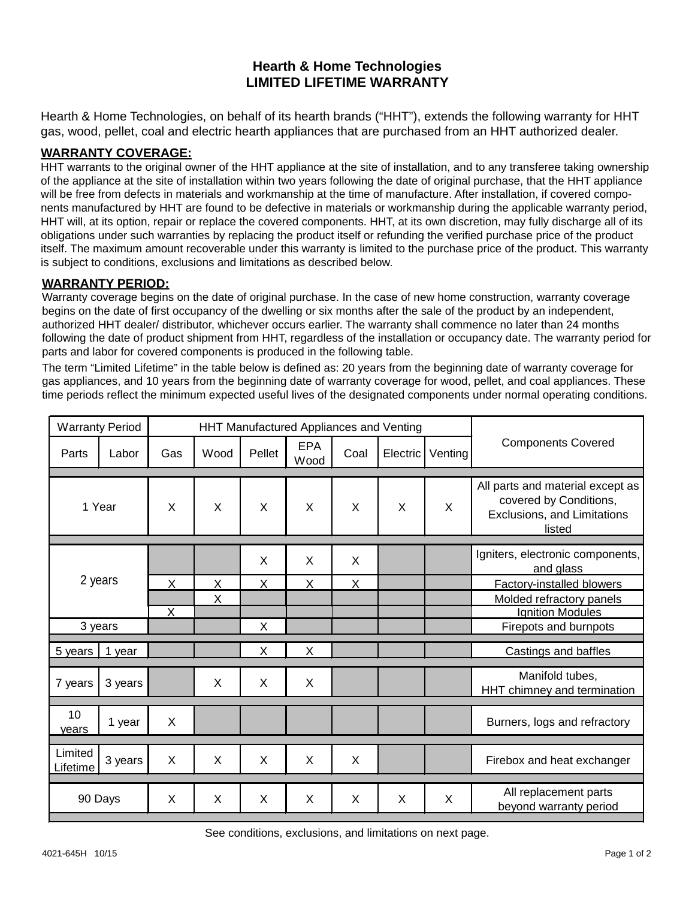# Hearth & Home Technologies
# LIMITED LIFETIME WARRANTY

Hearth & Home Technologies, on behalf of its hearth brands ("HHT"), extends the following warranty for HHT gas, wood, pellet, coal and electric hearth appliances that are purchased from an HHT authorized dealer.

## WARRANTY COVERAGE:

HHT warrants to the original owner of the HHT appliance at the site of installation, and to any transferee taking ownership of the appliance at the site of installation within two years following the date of original purchase, that the HHT appliance will be free from defects in materials and workmanship at the time of manufacture. After installation, if covered components manufactured by HHT are found to be defective in materials or workmanship during the applicable warranty period, HHT will, at its option, repair or replace the covered components. HHT, at its own discretion, may fully discharge all of its obligations under such warranties by replacing the product itself or refunding the verified purchase price of the product itself. The maximum amount recoverable under this warranty is limited to the purchase price of the product. This warranty is subject to conditions, exclusions and limitations as described below.

## WARRANTY PERIOD:

Warranty coverage begins on the date of original purchase. In the case of new home construction, warranty coverage begins on the date of first occupancy of the dwelling or six months after the sale of the product by an independent, authorized HHT dealer/ distributor, whichever occurs earlier. The warranty shall commence no later than 24 months following the date of product shipment from HHT, regardless of the installation or occupancy date. The warranty period for parts and labor for covered components is produced in the following table.

The term "Limited Lifetime" in the table below is defined as: 20 years from the beginning date of warranty coverage for gas appliances, and 10 years from the beginning date of warranty coverage for wood, pellet, and coal appliances. These time periods reflect the minimum expected useful lives of the designated components under normal operating conditions.

| Warranty Period | | HHT Manufactured Appliances and Venting | | | | | | | Components Covered |
|---|---|---|---|---|---|---|---|---|---|
| Parts | Labor | Gas | Wood | Pellet | EPA Wood | Coal | Electric | Venting | |
| 1 Year | | X | X | X | X | X | X | X | All parts and material except as covered by Conditions, Exclusions, and Limitations listed |
| 2 years | | | | X | X | X | | | Igniters, electronic components, and glass |
| 2 years | | X | X | X | X | X | | | Factory-installed blowers |
| 2 years | | | X | | | | | | Molded refractory panels |
| 2 years | | X | | | | | | | Ignition Modules |
| 3 years | | | | X | | | | | Firepots and burnpots |
| 5 years | 1 year | | | X | X | | | | Castings and baffles |
| 7 years | 3 years | | X | X | X | | | | Manifold tubes, HHT chimney and termination |
| 10 years | 1 year | X | | | | | | | Burners, logs and refractory |
| Limited Lifetime | 3 years | X | X | X | X | X | | | Firebox and heat exchanger |
| 90 Days | | X | X | X | X | X | X | X | All replacement parts beyond warranty period |

See conditions, exclusions, and limitations on next page.

4021-645H 10/15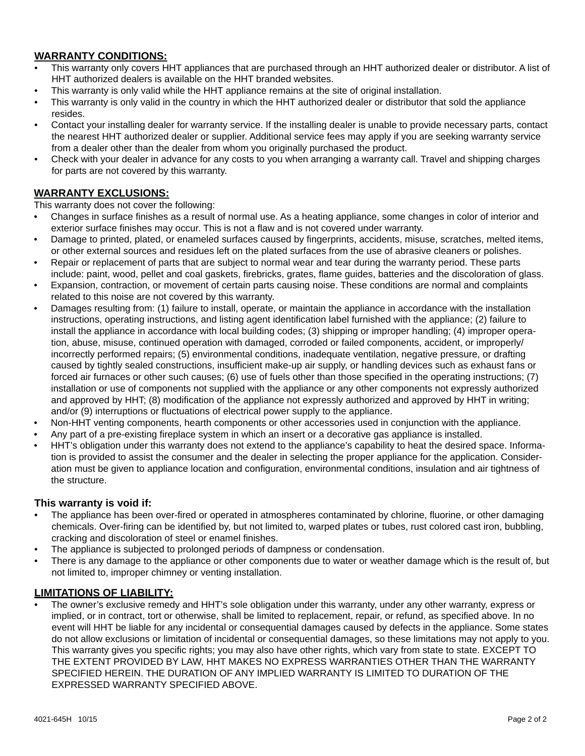## WARRANTY CONDITIONS:

- This warranty only covers HHT appliances that are purchased through an HHT authorized dealer or distributor. A list of HHT authorized dealers is available on the HHT branded websites.
- This warranty is only valid while the HHT appliance remains at the site of original installation.
- This warranty is only valid in the country in which the HHT authorized dealer or distributor that sold the appliance resides.
- Contact your installing dealer for warranty service. If the installing dealer is unable to provide necessary parts, contact the nearest HHT authorized dealer or supplier. Additional service fees may apply if you are seeking warranty service from a dealer other than the dealer from whom you originally purchased the product.
- Check with your dealer in advance for any costs to you when arranging a warranty call. Travel and shipping charges for parts are not covered by this warranty.

## WARRANTY EXCLUSIONS:

This warranty does not cover the following:

- Changes in surface finishes as a result of normal use. As a heating appliance, some changes in color of interior and exterior surface finishes may occur. This is not a flaw and is not covered under warranty.
- Damage to printed, plated, or enameled surfaces caused by fingerprints, accidents, misuse, scratches, melted items, or other external sources and residues left on the plated surfaces from the use of abrasive cleaners or polishes.
- Repair or replacement of parts that are subject to normal wear and tear during the warranty period. These parts include: paint, wood, pellet and coal gaskets, firebricks, grates, flame guides, batteries and the discoloration of glass.
- Expansion, contraction, or movement of certain parts causing noise. These conditions are normal and complaints related to this noise are not covered by this warranty.
- Damages resulting from: (1) failure to install, operate, or maintain the appliance in accordance with the installation instructions, operating instructions, and listing agent identification label furnished with the appliance; (2) failure to install the appliance in accordance with local building codes; (3) shipping or improper handling; (4) improper operation, abuse, misuse, continued operation with damaged, corroded or failed components, accident, or improperly/incorrectly performed repairs; (5) environmental conditions, inadequate ventilation, negative pressure, or drafting caused by tightly sealed constructions, insufficient make-up air supply, or handling devices such as exhaust fans or forced air furnaces or other such causes; (6) use of fuels other than those specified in the operating instructions; (7) installation or use of components not supplied with the appliance or any other components not expressly authorized and approved by HHT; (8) modification of the appliance not expressly authorized and approved by HHT in writing; and/or (9) interruptions or fluctuations of electrical power supply to the appliance.
- Non-HHT venting components, hearth components or other accessories used in conjunction with the appliance.
- Any part of a pre-existing fireplace system in which an insert or a decorative gas appliance is installed.
- HHT's obligation under this warranty does not extend to the appliance's capability to heat the desired space. Information is provided to assist the consumer and the dealer in selecting the proper appliance for the application. Consideration must be given to appliance location and configuration, environmental conditions, insulation and air tightness of the structure.

### This warranty is void if:

- The appliance has been over-fired or operated in atmospheres contaminated by chlorine, fluorine, or other damaging chemicals. Over-firing can be identified by, but not limited to, warped plates or tubes, rust colored cast iron, bubbling, cracking and discoloration of steel or enamel finishes.
- The appliance is subjected to prolonged periods of dampness or condensation.
- There is any damage to the appliance or other components due to water or weather damage which is the result of, but not limited to, improper chimney or venting installation.

## LIMITATIONS OF LIABILITY:

- The owner's exclusive remedy and HHT's sole obligation under this warranty, under any other warranty, express or implied, or in contract, tort or otherwise, shall be limited to replacement, repair, or refund, as specified above. In no event will HHT be liable for any incidental or consequential damages caused by defects in the appliance. Some states do not allow exclusions or limitation of incidental or consequential damages, so these limitations may not apply to you. This warranty gives you specific rights; you may also have other rights, which vary from state to state. EXCEPT TO THE EXTENT PROVIDED BY LAW, HHT MAKES NO EXPRESS WARRANTIES OTHER THAN THE WARRANTY SPECIFIED HEREIN. THE DURATION OF ANY IMPLIED WARRANTY IS LIMITED TO DURATION OF THE EXPRESSED WARRANTY SPECIFIED ABOVE.

4021-645H 10/15